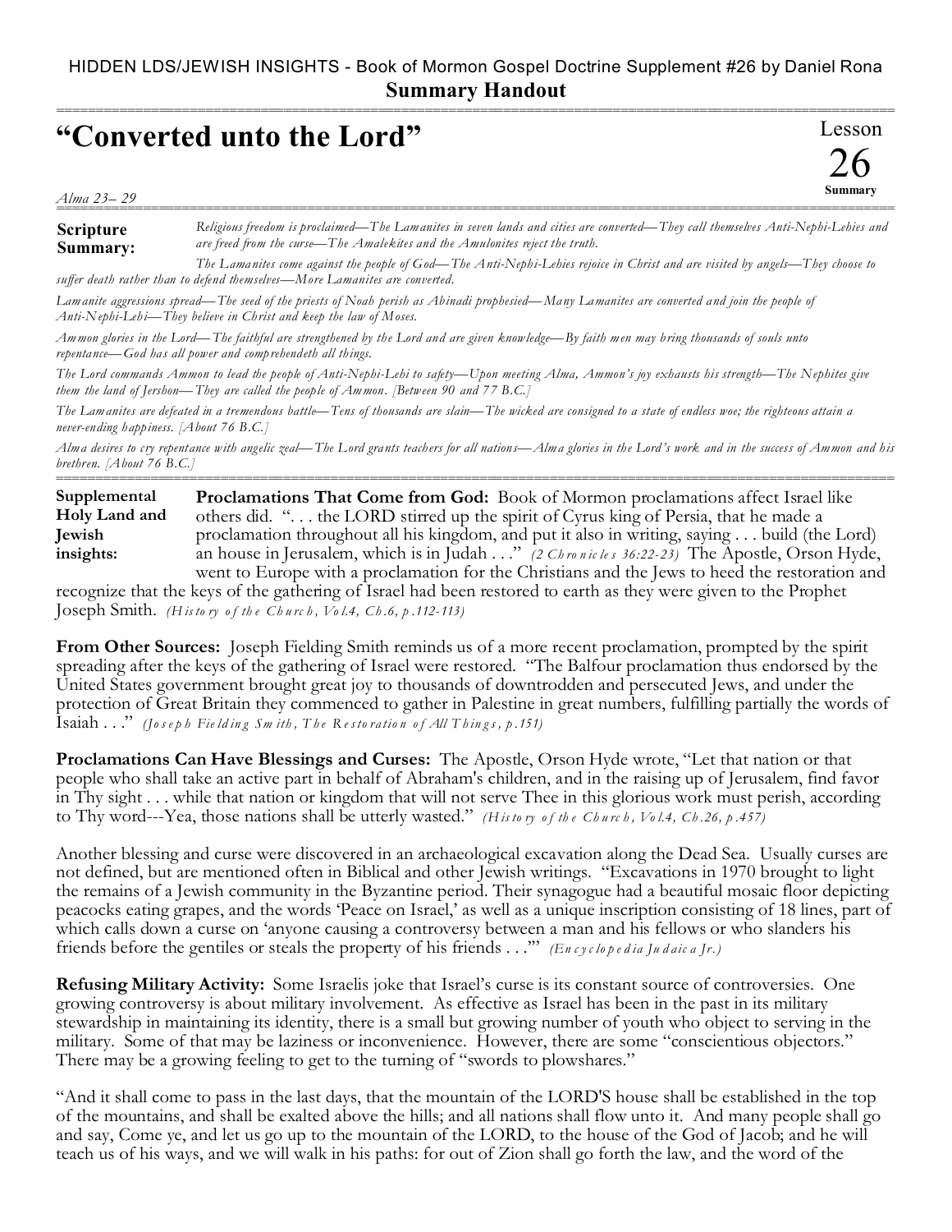HIDDEN LDS/JEWISH INSIGHTS - Book of Mormon Gospel Doctrine Supplement #26 by Daniel Rona

**Summary Handout**

# "Converted unto the Lord"

Lesson 26 Summary

*Alma 23– 29*

**Scripture Summary:** *Religious freedom is proclaimed—The Lamanites in seven lands and cities are converted—They call themselves Anti-Nephi-Lehies and are freed from the curse—The Amalekites and the Amulonites reject the truth.*

*The Lamanites come against the people of God—The Anti-Nephi-Lehies rejoice in Christ and are visited by angels—They choose to suffer death rather than to defend themselves—More Lamanites are converted.*

*Lamanite aggressions spread—The seed of the priests of Noah perish as Abinadi prophesied—Many Lamanites are converted and join the people of Anti-Nephi-Lehi—They believe in Christ and keep the law of Moses.*

*Ammon glories in the Lord—The faithful are strengthened by the Lord and are given knowledge—By faith men may bring thousands of souls unto repentance—God has all power and comprehendeth all things.*

*The Lord commands Ammon to lead the people of Anti-Nephi-Lehi to safety—Upon meeting Alma, Ammon's joy exhausts his strength—The Nephites give them the land of Jershon—They are called the people of Ammon. [Between 90 and 77 B.C.]*

*The Lamanites are defeated in a tremendous battle—Tens of thousands are slain—The wicked are consigned to a state of endless woe; the righteous attain a never-ending happiness. [About 76 B.C.]*

*Alma desires to cry repentance with angelic zeal—The Lord grants teachers for all nations—Alma glories in the Lord's work and in the success of Ammon and his brethren. [About 76 B.C.]*

**Supplemental Holy Land and Jewish insights:** **Proclamations That Come from God:** Book of Mormon proclamations affect Israel like others did. ". . . the LORD stirred up the spirit of Cyrus king of Persia, that he made a proclamation throughout all his kingdom, and put it also in writing, saying . . . build (the Lord) an house in Jerusalem, which is in Judah . . ." *(2 Chronicles 36:22-23)* The Apostle, Orson Hyde, went to Europe with a proclamation for the Christians and the Jews to heed the restoration and recognize that the keys of the gathering of Israel had been restored to earth as they were given to the Prophet Joseph Smith. *(History of the Church, Vol.4, Ch.6, p.112-113)*

**From Other Sources:** Joseph Fielding Smith reminds us of a more recent proclamation, prompted by the spirit spreading after the keys of the gathering of Israel were restored. "The Balfour proclamation thus endorsed by the United States government brought great joy to thousands of downtrodden and persecuted Jews, and under the protection of Great Britain they commenced to gather in Palestine in great numbers, fulfilling partially the words of Isaiah . . ." *(Joseph Fielding Smith, The Restoration of All Things, p.151)*

**Proclamations Can Have Blessings and Curses:** The Apostle, Orson Hyde wrote, "Let that nation or that people who shall take an active part in behalf of Abraham's children, and in the raising up of Jerusalem, find favor in Thy sight . . . while that nation or kingdom that will not serve Thee in this glorious work must perish, according to Thy word---Yea, those nations shall be utterly wasted." *(History of the Church, Vol.4, Ch.26, p.457)*

Another blessing and curse were discovered in an archaeological excavation along the Dead Sea. Usually curses are not defined, but are mentioned often in Biblical and other Jewish writings. "Excavations in 1970 brought to light the remains of a Jewish community in the Byzantine period. Their synagogue had a beautiful mosaic floor depicting peacocks eating grapes, and the words 'Peace on Israel,' as well as a unique inscription consisting of 18 lines, part of which calls down a curse on 'anyone causing a controversy between a man and his fellows or who slanders his friends before the gentiles or steals the property of his friends . . .'" *(Encyclopedia Judaica Jr.)*

**Refusing Military Activity:** Some Israelis joke that Israel's curse is its constant source of controversies. One growing controversy is about military involvement. As effective as Israel has been in the past in its military stewardship in maintaining its identity, there is a small but growing number of youth who object to serving in the military. Some of that may be laziness or inconvenience. However, there are some "conscientious objectors." There may be a growing feeling to get to the turning of "swords to plowshares."

"And it shall come to pass in the last days, that the mountain of the LORD'S house shall be established in the top of the mountains, and shall be exalted above the hills; and all nations shall flow unto it. And many people shall go and say, Come ye, and let us go up to the mountain of the LORD, to the house of the God of Jacob; and he will teach us of his ways, and we will walk in his paths: for out of Zion shall go forth the law, and the word of the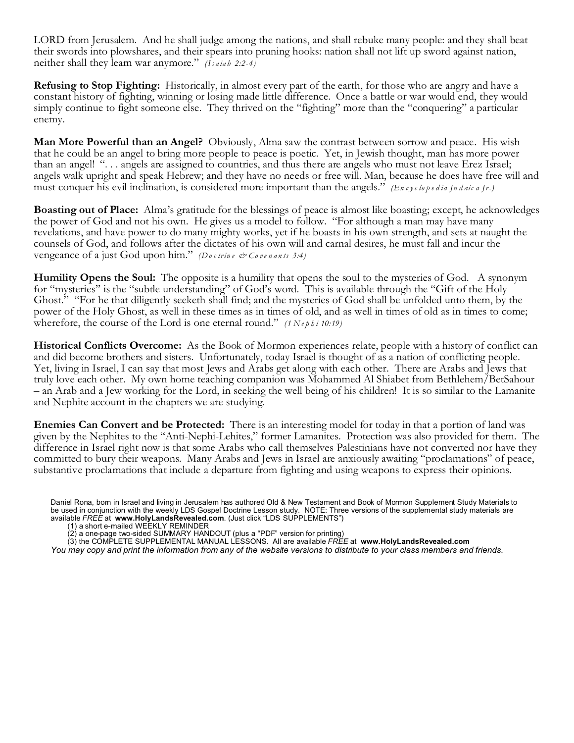LORD from Jerusalem. And he shall judge among the nations, and shall rebuke many people: and they shall beat their swords into plowshares, and their spears into pruning hooks: nation shall not lift up sword against nation, neither shall they learn war anymore." *(Isaiah 2:2-4)*

**Refusing to Stop Fighting:** Historically, in almost every part of the earth, for those who are angry and have a constant history of fighting, winning or losing made little difference. Once a battle or war would end, they would simply continue to fight someone else. They thrived on the "fighting" more than the "conquering" a particular enemy.

**Man More Powerful than an Angel?** Obviously, Alma saw the contrast between sorrow and peace. His wish that he could be an angel to bring more people to peace is poetic. Yet, in Jewish thought, man has more power than an angel! ". . . angels are assigned to countries, and thus there are angels who must not leave Erez Israel; angels walk upright and speak Hebrew; and they have no needs or free will. Man, because he does have free will and must conquer his evil inclination, is considered more important than the angels." *(Encyclopedia Judaica Jr.)*

**Boasting out of Place:** Alma's gratitude for the blessings of peace is almost like boasting; except, he acknowledges the power of God and not his own. He gives us a model to follow. "For although a man may have many revelations, and have power to do many mighty works, yet if he boasts in his own strength, and sets at naught the counsels of God, and follows after the dictates of his own will and carnal desires, he must fall and incur the vengeance of a just God upon him." *(Doctrine & Covenants 3:4)*

**Humility Opens the Soul:** The opposite is a humility that opens the soul to the mysteries of God. A synonym for "mysteries" is the "subtle understanding" of God's word. This is available through the "Gift of the Holy Ghost." "For he that diligently seeketh shall find; and the mysteries of God shall be unfolded unto them, by the power of the Holy Ghost, as well in these times as in times of old, and as well in times of old as in times to come; wherefore, the course of the Lord is one eternal round." *(1 Nephi 10:19)*

**Historical Conflicts Overcome:** As the Book of Mormon experiences relate, people with a history of conflict can and did become brothers and sisters. Unfortunately, today Israel is thought of as a nation of conflicting people. Yet, living in Israel, I can say that most Jews and Arabs get along with each other. There are Arabs and Jews that truly love each other. My own home teaching companion was Mohammed Al Shiabet from Bethlehem/BetSahour – an Arab and a Jew working for the Lord, in seeking the well being of his children! It is so similar to the Lamanite and Nephite account in the chapters we are studying.

**Enemies Can Convert and be Protected:** There is an interesting model for today in that a portion of land was given by the Nephites to the "Anti-Nephi-Lehites," former Lamanites. Protection was also provided for them. The difference in Israel right now is that some Arabs who call themselves Palestinians have not converted nor have they committed to bury their weapons. Many Arabs and Jews in Israel are anxiously awaiting "proclamations" of peace, substantive proclamations that include a departure from fighting and using weapons to express their opinions.

Daniel Rona, born in Israel and living in Jerusalem has authored Old & New Testament and Book of Mormon Supplement Study Materials to be used in conjunction with the weekly LDS Gospel Doctrine Lesson study. NOTE: Three versions of the supplemental study materials are available *FREE* at **www.HolyLandsRevealed.com**. (Just click "LDS SUPPLEMENTS")

(1) a short e-mailed WEEKLY REMINDER
(2) a one-page two-sided SUMMARY HANDOUT (plus a "PDF" version for printing)
(3) the COMPLETE SUPPLEMENTAL MANUAL LESSONS. All are available *FREE* at **www.HolyLandsRevealed.com**

*You may copy and print the information from any of the website versions to distribute to your class members and friends.*